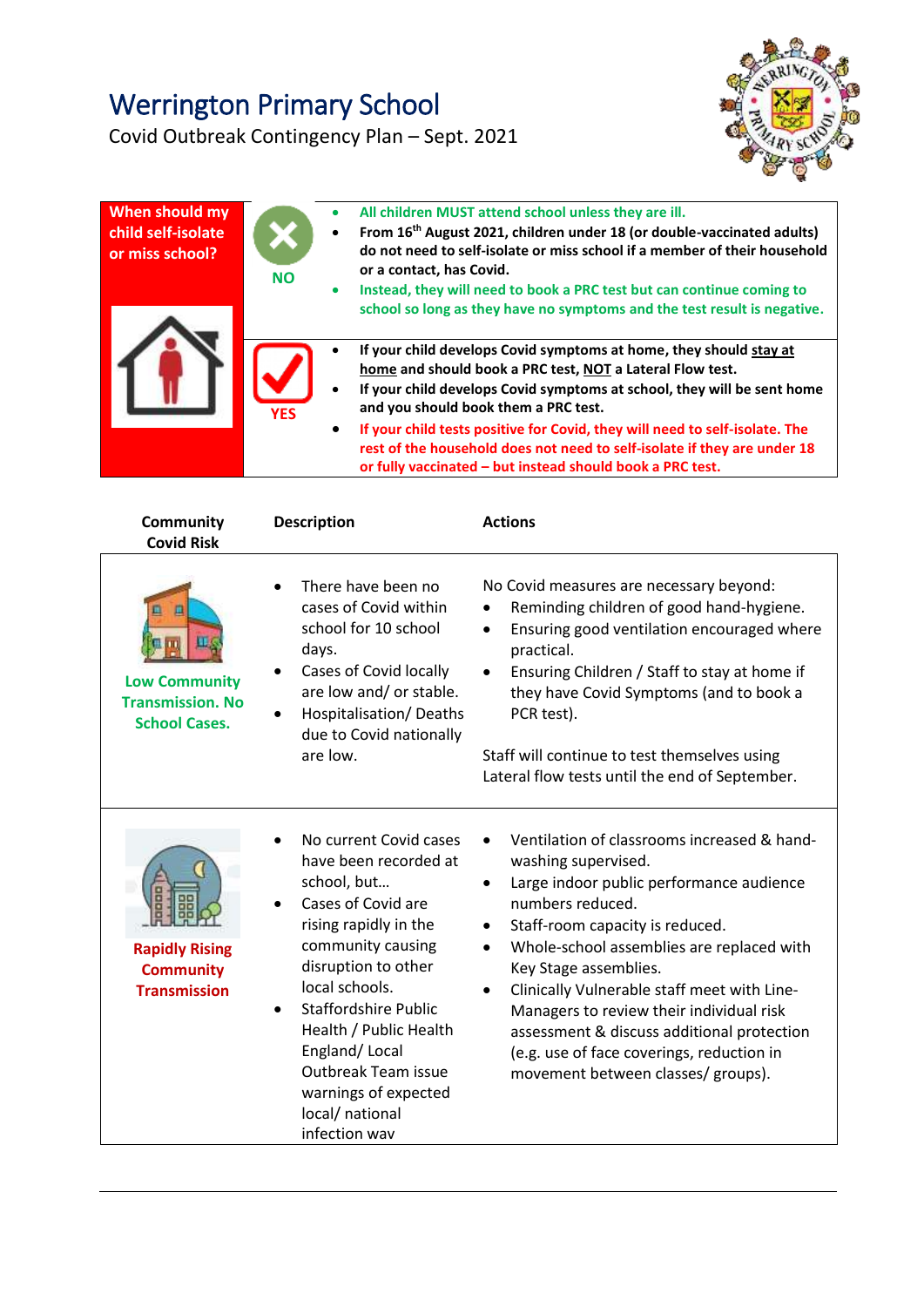# Werrington Primary School

Covid Outbreak Contingency Plan – Sept. 2021

| When should my child self-isolate or miss school? | | |
|---|---|---|
| | **NO** | • **All children MUST attend school unless they are ill.**<br>• **From 16th August 2021, children under 18 (or double-vaccinated adults) do not need to self-isolate or miss school if a member of their household or a contact, has Covid.**<br>• **Instead, they will need to book a PRC test but can continue coming to school so long as they have no symptoms and the test result is negative.** |
| | **YES** | • **If your child develops Covid symptoms at home, they should stay at home and should book a PRC test, NOT a Lateral Flow test.**<br>• **If your child develops Covid symptoms at school, they will be sent home and you should book them a PRC test.**<br>• **If your child tests positive for Covid, they will need to self-isolate. The rest of the household does not need to self-isolate if they are under 18 or fully vaccinated – but instead should book a PRC test.** |

| Community Covid Risk | Description | Actions |
|---|---|---|
| **Low Community Transmission. No School Cases.** | • There have been no cases of Covid within school for 10 school days.<br>• Cases of Covid locally are low and/ or stable.<br>• Hospitalisation/ Deaths due to Covid nationally are low. | No Covid measures are necessary beyond:<br>• Reminding children of good hand-hygiene.<br>• Ensuring good ventilation encouraged where practical.<br>• Ensuring Children / Staff to stay at home if they have Covid Symptoms (and to book a PCR test).<br><br>Staff will continue to test themselves using Lateral flow tests until the end of September. |
| **Rapidly Rising Community Transmission** | • No current Covid cases have been recorded at school, but…<br>• Cases of Covid are rising rapidly in the community causing disruption to other local schools.<br>• Staffordshire Public Health / Public Health England/ Local Outbreak Team issue warnings of expected local/ national infection wav | • Ventilation of classrooms increased & hand-washing supervised.<br>• Large indoor public performance audience numbers reduced.<br>• Staff-room capacity is reduced.<br>• Whole-school assemblies are replaced with Key Stage assemblies.<br>• Clinically Vulnerable staff meet with Line-Managers to review their individual risk assessment & discuss additional protection (e.g. use of face coverings, reduction in movement between classes/ groups). |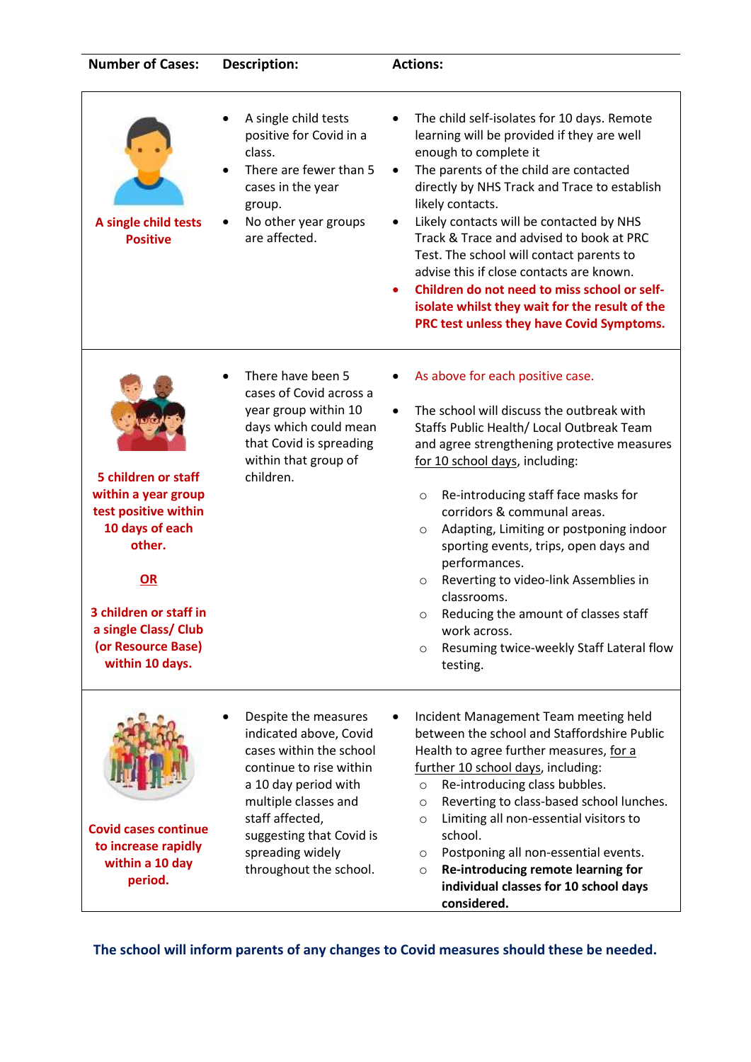| Number of Cases: | Description: | Actions: |
|---|---|---|
| **A single child tests Positive** | • A single child tests positive for Covid in a class.<br>• There are fewer than 5 cases in the year group.<br>• No other year groups are affected. | • The child self-isolates for 10 days. Remote learning will be provided if they are well enough to complete it<br>• The parents of the child are contacted directly by NHS Track and Trace to establish likely contacts.<br>• Likely contacts will be contacted by NHS Track & Trace and advised to book at PRC Test. The school will contact parents to advise this if close contacts are known.<br>• **Children do not need to miss school or self-isolate whilst they wait for the result of the PRC test unless they have Covid Symptoms.** |
| **5 children or staff within a year group test positive within 10 days of each other.**<br><br>**OR**<br><br>**3 children or staff in a single Class/ Club (or Resource Base) within 10 days.** | • There have been 5 cases of Covid across a year group within 10 days which could mean that Covid is spreading within that group of children. | • As above for each positive case.<br>• The school will discuss the outbreak with Staffs Public Health/ Local Outbreak Team and agree strengthening protective measures for 10 school days, including:<br>&nbsp;&nbsp;○ Re-introducing staff face masks for corridors & communal areas.<br>&nbsp;&nbsp;○ Adapting, Limiting or postponing indoor sporting events, trips, open days and performances.<br>&nbsp;&nbsp;○ Reverting to video-link Assemblies in classrooms.<br>&nbsp;&nbsp;○ Reducing the amount of classes staff work across.<br>&nbsp;&nbsp;○ Resuming twice-weekly Staff Lateral flow testing. |
| **Covid cases continue to increase rapidly within a 10 day period.** | • Despite the measures indicated above, Covid cases within the school continue to rise within a 10 day period with multiple classes and staff affected, suggesting that Covid is spreading widely throughout the school. | • Incident Management Team meeting held between the school and Staffordshire Public Health to agree further measures, for a further 10 school days, including:<br>&nbsp;&nbsp;○ Re-introducing class bubbles.<br>&nbsp;&nbsp;○ Reverting to class-based school lunches.<br>&nbsp;&nbsp;○ Limiting all non-essential visitors to school.<br>&nbsp;&nbsp;○ Postponing all non-essential events.<br>&nbsp;&nbsp;○ **Re-introducing remote learning for individual classes for 10 school days considered.** |

**The school will inform parents of any changes to Covid measures should these be needed.**